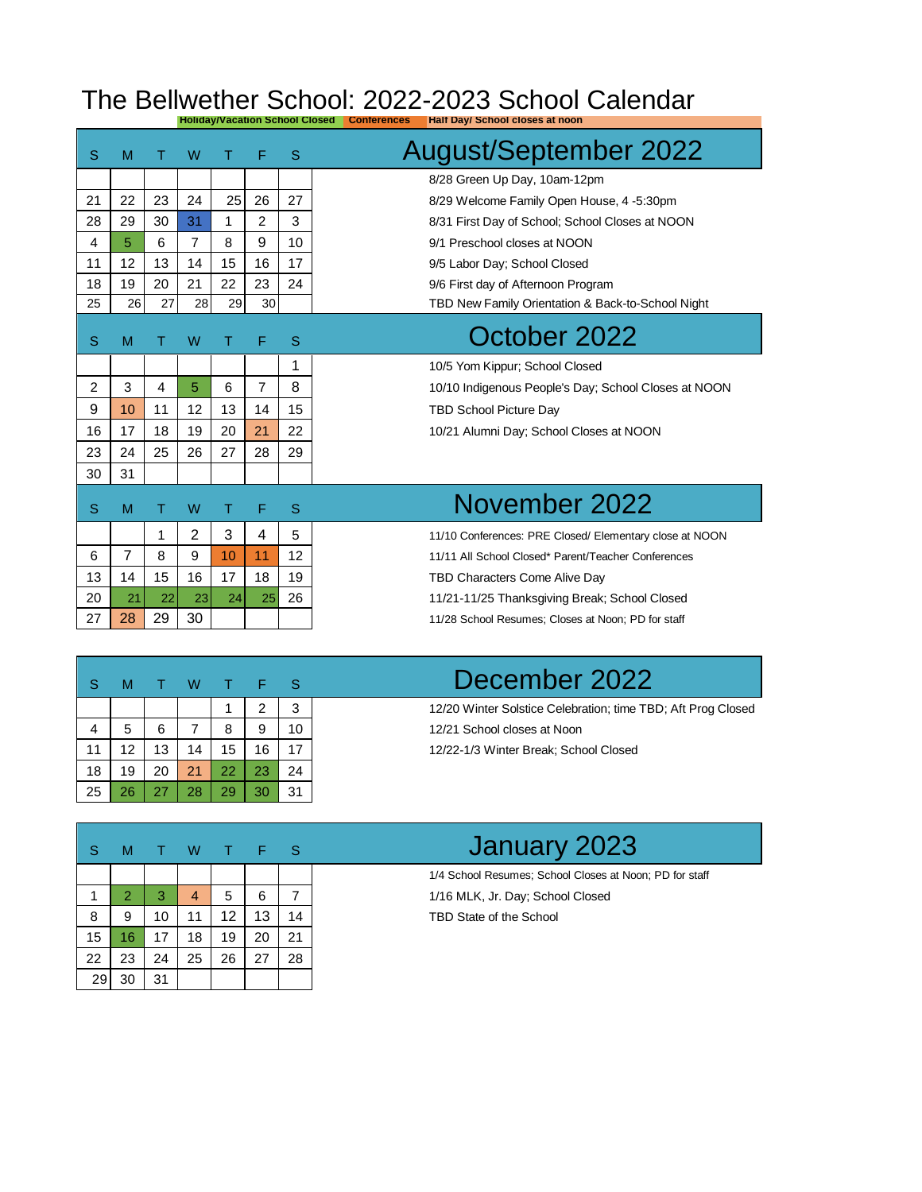# The Bellwether School: 2022-2023 School Calendar

Holiday/Vacation School Closed | Conferences | Half Day/ School closes at noon

## August/September 2022

| S | M | T | W | T | F | S |
|---|---|---|---|---|---|---|
| | | | | | | |
| 21 | 22 | 23 | 24 | 25 | 26 | 27 |
| 28 | 29 | 30 | 31 | 1 | 2 | 3 |
| 4 | 5 | 6 | 7 | 8 | 9 | 10 |
| 11 | 12 | 13 | 14 | 15 | 16 | 17 |
| 18 | 19 | 20 | 21 | 22 | 23 | 24 |
| 25 | 26 | 27 | 28 | 29 | 30 | |

- 8/28 Green Up Day, 10am-12pm
- 8/29 Welcome Family Open House, 4 -5:30pm
- 8/31 First Day of School; School Closes at NOON
- 9/1 Preschool closes at NOON
- 9/5 Labor Day; School Closed
- 9/6 First day of Afternoon Program
- TBD New Family Orientation & Back-to-School Night

## October 2022

| S | M | T | W | T | F | S |
|---|---|---|---|---|---|---|
| | | | | | | 1 |
| 2 | 3 | 4 | 5 | 6 | 7 | 8 |
| 9 | 10 | 11 | 12 | 13 | 14 | 15 |
| 16 | 17 | 18 | 19 | 20 | 21 | 22 |
| 23 | 24 | 25 | 26 | 27 | 28 | 29 |
| 30 | 31 | | | | | |

- 10/5 Yom Kippur; School Closed
- 10/10 Indigenous People's Day; School Closes at NOON
- TBD School Picture Day
- 10/21 Alumni Day; School Closes at NOON

## November 2022

| S | M | T | W | T | F | S |
|---|---|---|---|---|---|---|
| | | 1 | 2 | 3 | 4 | 5 |
| 6 | 7 | 8 | 9 | 10 | 11 | 12 |
| 13 | 14 | 15 | 16 | 17 | 18 | 19 |
| 20 | 21 | 22 | 23 | 24 | 25 | 26 |
| 27 | 28 | 29 | 30 | | | |

- 11/10 Conferences: PRE Closed/ Elementary close at NOON
- 11/11 All School Closed* Parent/Teacher Conferences
- TBD Characters Come Alive Day
- 11/21-11/25 Thanksgiving Break; School Closed
- 11/28 School Resumes; Closes at Noon; PD for staff

## December 2022

| S | M | T | W | T | F | S |
|---|---|---|---|---|---|---|
| | | | | 1 | 2 | 3 |
| 4 | 5 | 6 | 7 | 8 | 9 | 10 |
| 11 | 12 | 13 | 14 | 15 | 16 | 17 |
| 18 | 19 | 20 | 21 | 22 | 23 | 24 |
| 25 | 26 | 27 | 28 | 29 | 30 | 31 |

- 12/20 Winter Solstice Celebration; time TBD; Aft Prog Closed
- 12/21 School closes at Noon
- 12/22-1/3 Winter Break; School Closed

## January 2023

| S | M | T | W | T | F | S |
|---|---|---|---|---|---|---|
| | | | | | | |
| 1 | 2 | 3 | 4 | 5 | 6 | 7 |
| 8 | 9 | 10 | 11 | 12 | 13 | 14 |
| 15 | 16 | 17 | 18 | 19 | 20 | 21 |
| 22 | 23 | 24 | 25 | 26 | 27 | 28 |
| 29 | 30 | 31 | | | | |

- 1/4 School Resumes; School Closes at Noon; PD for staff
- 1/16 MLK, Jr. Day; School Closed
- TBD State of the School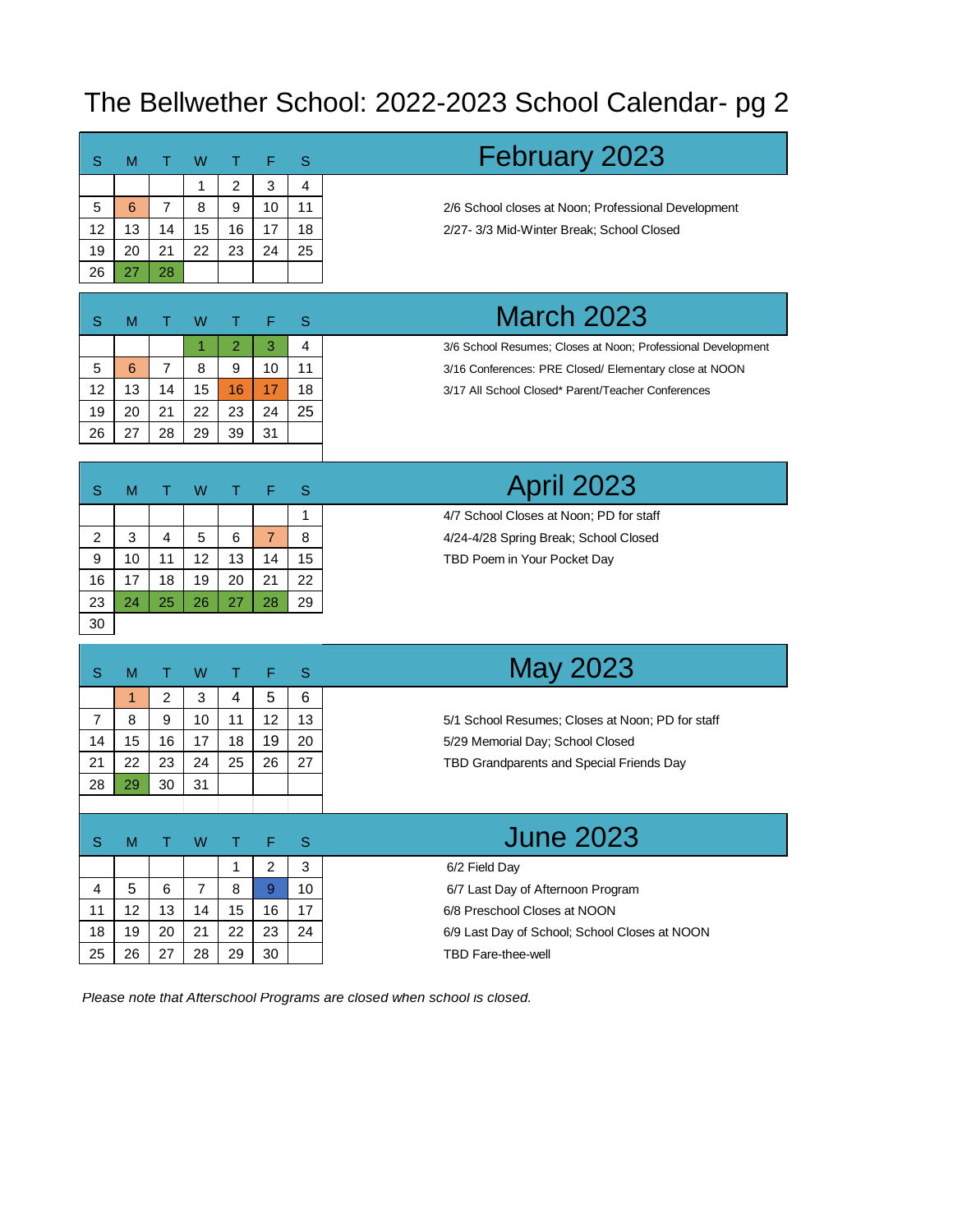# The Bellwether School: 2022-2023 School Calendar- pg 2

## February 2023

| S | M | T | W | T | F | S |
|---|---|---|---|---|---|---|
| | | | 1 | 2 | 3 | 4 |
| 5 | 6 | 7 | 8 | 9 | 10 | 11 |
| 12 | 13 | 14 | 15 | 16 | 17 | 18 |
| 19 | 20 | 21 | 22 | 23 | 24 | 25 |
| 26 | 27 | 28 | | | | |

2/6 School closes at Noon; Professional Development

2/27- 3/3 Mid-Winter Break; School Closed

## March 2023

| S | M | T | W | T | F | S |
|---|---|---|---|---|---|---|
| | | | 1 | 2 | 3 | 4 |
| 5 | 6 | 7 | 8 | 9 | 10 | 11 |
| 12 | 13 | 14 | 15 | 16 | 17 | 18 |
| 19 | 20 | 21 | 22 | 23 | 24 | 25 |
| 26 | 27 | 28 | 29 | 39 | 31 | |

3/6 School Resumes; Closes at Noon; Professional Development

3/16 Conferences: PRE Closed/ Elementary close at NOON

3/17 All School Closed* Parent/Teacher Conferences

## April 2023

| S | M | T | W | T | F | S |
|---|---|---|---|---|---|---|
| | | | | | | 1 |
| 2 | 3 | 4 | 5 | 6 | 7 | 8 |
| 9 | 10 | 11 | 12 | 13 | 14 | 15 |
| 16 | 17 | 18 | 19 | 20 | 21 | 22 |
| 23 | 24 | 25 | 26 | 27 | 28 | 29 |
| 30 | | | | | | |

4/7 School Closes at Noon; PD for staff

4/24-4/28 Spring Break; School Closed

TBD Poem in Your Pocket Day

## May 2023

| S | M | T | W | T | F | S |
|---|---|---|---|---|---|---|
| | 1 | 2 | 3 | 4 | 5 | 6 |
| 7 | 8 | 9 | 10 | 11 | 12 | 13 |
| 14 | 15 | 16 | 17 | 18 | 19 | 20 |
| 21 | 22 | 23 | 24 | 25 | 26 | 27 |
| 28 | 29 | 30 | 31 | | | |

5/1 School Resumes; Closes at Noon; PD for staff

5/29 Memorial Day; School Closed

TBD Grandparents and Special Friends Day

## June 2023

| S | M | T | W | T | F | S |
|---|---|---|---|---|---|---|
| | | | | 1 | 2 | 3 |
| 4 | 5 | 6 | 7 | 8 | 9 | 10 |
| 11 | 12 | 13 | 14 | 15 | 16 | 17 |
| 18 | 19 | 20 | 21 | 22 | 23 | 24 |
| 25 | 26 | 27 | 28 | 29 | 30 | |

6/2 Field Day

6/7 Last Day of Afternoon Program

6/8 Preschool Closes at NOON

6/9 Last Day of School; School Closes at NOON

TBD Fare-thee-well

*Please note that Afterschool Programs are closed when school is closed.*